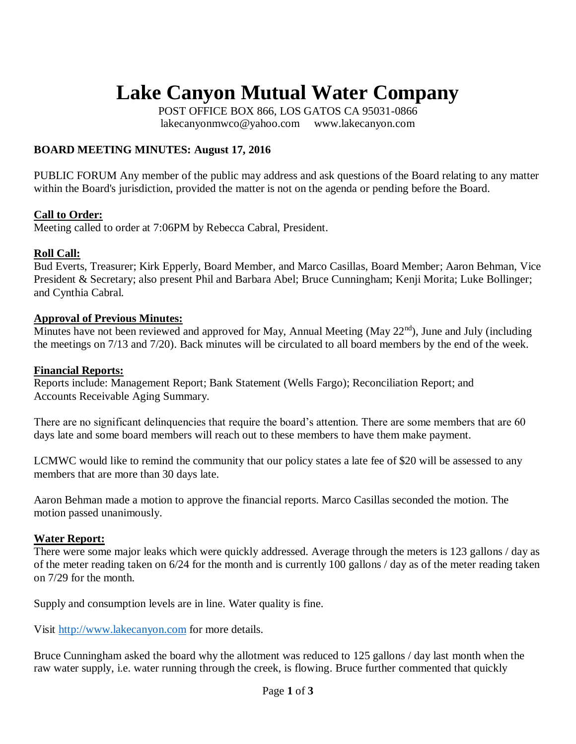# Lake Canyon Mutual Water Company

POST OFFICE BOX 866, LOS GATOS CA 95031-0866
lakecanyonmwco@yahoo.com     www.lakecanyon.com

**BOARD MEETING MINUTES: August 17, 2016**

PUBLIC FORUM Any member of the public may address and ask questions of the Board relating to any matter within the Board's jurisdiction, provided the matter is not on the agenda or pending before the Board.

**Call to Order:**
Meeting called to order at 7:06PM by Rebecca Cabral, President.

**Roll Call:**
Bud Everts, Treasurer; Kirk Epperly, Board Member, and Marco Casillas, Board Member; Aaron Behman, Vice President & Secretary; also present Phil and Barbara Abel; Bruce Cunningham; Kenji Morita; Luke Bollinger; and Cynthia Cabral.

**Approval of Previous Minutes:**
Minutes have not been reviewed and approved for May, Annual Meeting (May 22nd), June and July (including the meetings on 7/13 and 7/20). Back minutes will be circulated to all board members by the end of the week.

**Financial Reports:**
Reports include: Management Report; Bank Statement (Wells Fargo); Reconciliation Report; and Accounts Receivable Aging Summary.

There are no significant delinquencies that require the board's attention. There are some members that are 60 days late and some board members will reach out to these members to have them make payment.

LCMWC would like to remind the community that our policy states a late fee of $20 will be assessed to any members that are more than 30 days late.

Aaron Behman made a motion to approve the financial reports. Marco Casillas seconded the motion. The motion passed unanimously.

**Water Report:**
There were some major leaks which were quickly addressed. Average through the meters is 123 gallons / day as of the meter reading taken on 6/24 for the month and is currently 100 gallons / day as of the meter reading taken on 7/29 for the month.

Supply and consumption levels are in line. Water quality is fine.

Visit http://www.lakecanyon.com for more details.

Bruce Cunningham asked the board why the allotment was reduced to 125 gallons / day last month when the raw water supply, i.e. water running through the creek, is flowing. Bruce further commented that quickly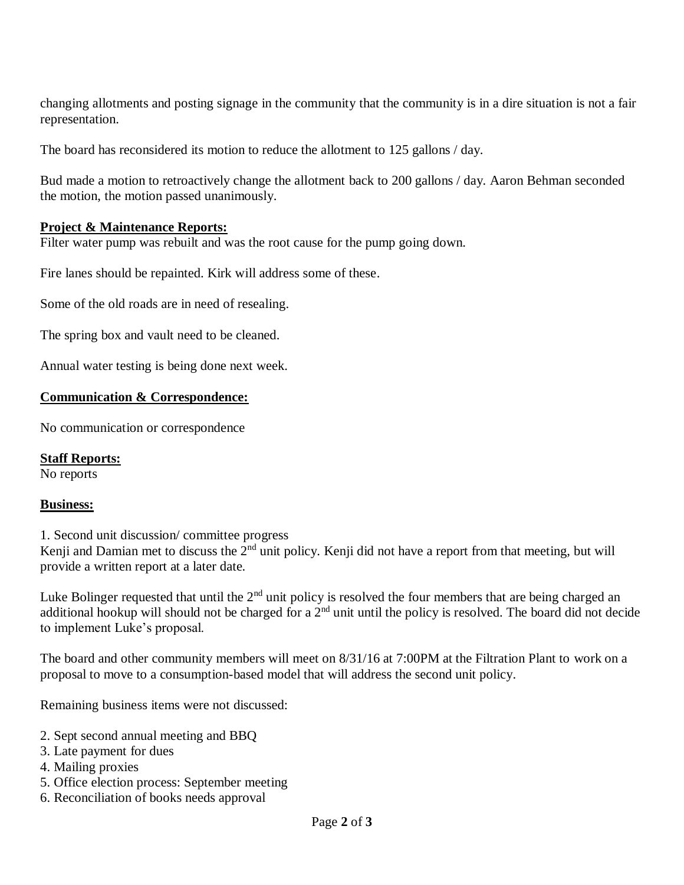changing allotments and posting signage in the community that the community is in a dire situation is not a fair representation.

The board has reconsidered its motion to reduce the allotment to 125 gallons / day.

Bud made a motion to retroactively change the allotment back to 200 gallons / day. Aaron Behman seconded the motion, the motion passed unanimously.

**Project & Maintenance Reports:**

Filter water pump was rebuilt and was the root cause for the pump going down.

Fire lanes should be repainted. Kirk will address some of these.

Some of the old roads are in need of resealing.

The spring box and vault need to be cleaned.

Annual water testing is being done next week.

**Communication & Correspondence:**

No communication or correspondence

**Staff Reports:**

No reports

**Business:**

1. Second unit discussion/ committee progress

Kenji and Damian met to discuss the 2nd unit policy. Kenji did not have a report from that meeting, but will provide a written report at a later date.

Luke Bolinger requested that until the 2nd unit policy is resolved the four members that are being charged an additional hookup will should not be charged for a 2nd unit until the policy is resolved. The board did not decide to implement Luke's proposal.

The board and other community members will meet on 8/31/16 at 7:00PM at the Filtration Plant to work on a proposal to move to a consumption-based model that will address the second unit policy.

Remaining business items were not discussed:

2. Sept second annual meeting and BBQ
3. Late payment for dues
4. Mailing proxies
5. Office election process: September meeting
6. Reconciliation of books needs approval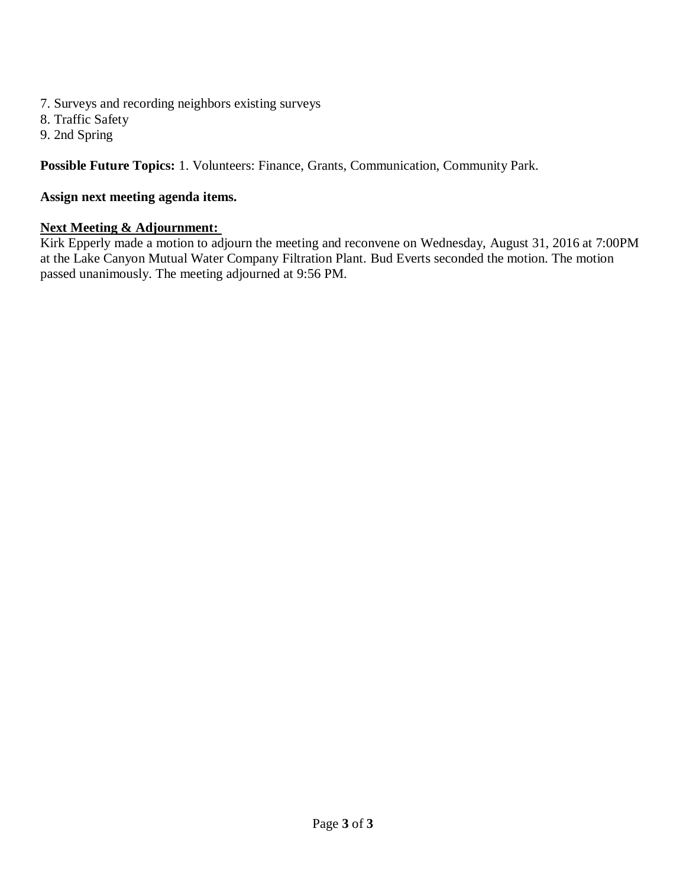7. Surveys and recording neighbors existing surveys
8. Traffic Safety
9. 2nd Spring

**Possible Future Topics:** 1. Volunteers: Finance, Grants, Communication, Community Park.

**Assign next meeting agenda items.**

**Next Meeting & Adjournment:**

Kirk Epperly made a motion to adjourn the meeting and reconvene on Wednesday, August 31, 2016 at 7:00PM at the Lake Canyon Mutual Water Company Filtration Plant. Bud Everts seconded the motion. The motion passed unanimously. The meeting adjourned at 9:56 PM.